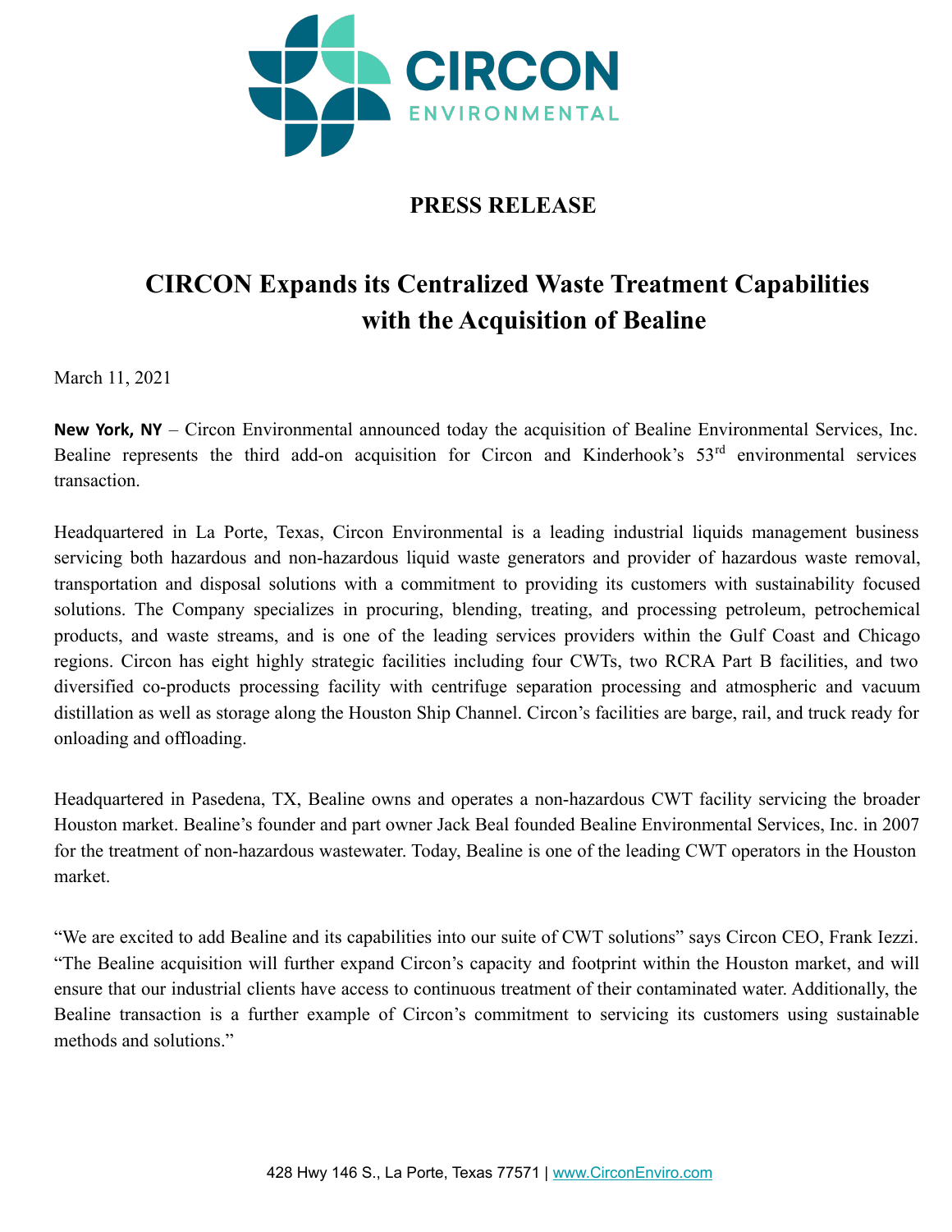CIRCON
ENVIRONMENTAL

**PRESS RELEASE**

# CIRCON Expands its Centralized Waste Treatment Capabilities with the Acquisition of Bealine

March 11, 2021

**New York, NY** – Circon Environmental announced today the acquisition of Bealine Environmental Services, Inc. Bealine represents the third add-on acquisition for Circon and Kinderhook's 53rd environmental services transaction.

Headquartered in La Porte, Texas, Circon Environmental is a leading industrial liquids management business servicing both hazardous and non-hazardous liquid waste generators and provider of hazardous waste removal, transportation and disposal solutions with a commitment to providing its customers with sustainability focused solutions. The Company specializes in procuring, blending, treating, and processing petroleum, petrochemical products, and waste streams, and is one of the leading services providers within the Gulf Coast and Chicago regions. Circon has eight highly strategic facilities including four CWTs, two RCRA Part B facilities, and two diversified co-products processing facility with centrifuge separation processing and atmospheric and vacuum distillation as well as storage along the Houston Ship Channel. Circon's facilities are barge, rail, and truck ready for onloading and offloading.

Headquartered in Pasedena, TX, Bealine owns and operates a non-hazardous CWT facility servicing the broader Houston market. Bealine's founder and part owner Jack Beal founded Bealine Environmental Services, Inc. in 2007 for the treatment of non-hazardous wastewater. Today, Bealine is one of the leading CWT operators in the Houston market.

"We are excited to add Bealine and its capabilities into our suite of CWT solutions" says Circon CEO, Frank Iezzi. "The Bealine acquisition will further expand Circon's capacity and footprint within the Houston market, and will ensure that our industrial clients have access to continuous treatment of their contaminated water. Additionally, the Bealine transaction is a further example of Circon's commitment to servicing its customers using sustainable methods and solutions."

428 Hwy 146 S., La Porte, Texas 77571 | www.CirconEnviro.com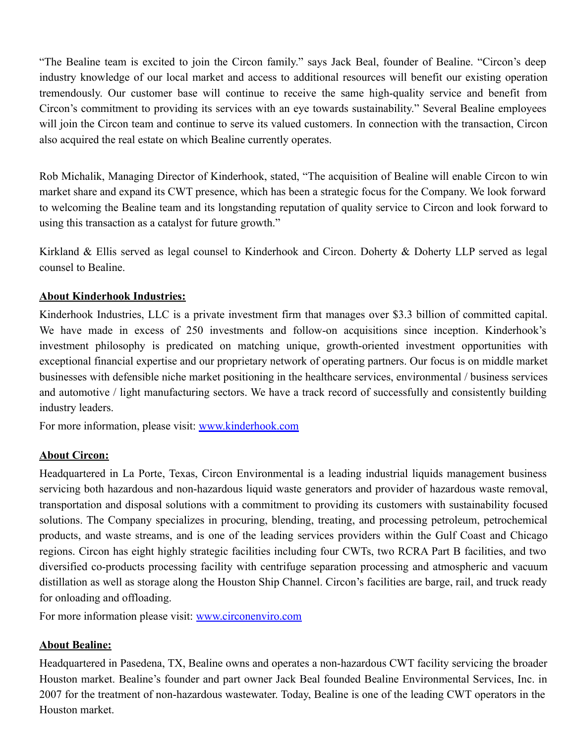"The Bealine team is excited to join the Circon family." says Jack Beal, founder of Bealine. "Circon's deep industry knowledge of our local market and access to additional resources will benefit our existing operation tremendously. Our customer base will continue to receive the same high-quality service and benefit from Circon's commitment to providing its services with an eye towards sustainability." Several Bealine employees will join the Circon team and continue to serve its valued customers. In connection with the transaction, Circon also acquired the real estate on which Bealine currently operates.

Rob Michalik, Managing Director of Kinderhook, stated, "The acquisition of Bealine will enable Circon to win market share and expand its CWT presence, which has been a strategic focus for the Company. We look forward to welcoming the Bealine team and its longstanding reputation of quality service to Circon and look forward to using this transaction as a catalyst for future growth."

Kirkland & Ellis served as legal counsel to Kinderhook and Circon. Doherty & Doherty LLP served as legal counsel to Bealine.

**About Kinderhook Industries:**

Kinderhook Industries, LLC is a private investment firm that manages over $3.3 billion of committed capital. We have made in excess of 250 investments and follow-on acquisitions since inception. Kinderhook's investment philosophy is predicated on matching unique, growth-oriented investment opportunities with exceptional financial expertise and our proprietary network of operating partners. Our focus is on middle market businesses with defensible niche market positioning in the healthcare services, environmental / business services and automotive / light manufacturing sectors. We have a track record of successfully and consistently building industry leaders.

For more information, please visit: [www.kinderhook.com](http://www.kinderhook.com)

**About Circon:**

Headquartered in La Porte, Texas, Circon Environmental is a leading industrial liquids management business servicing both hazardous and non-hazardous liquid waste generators and provider of hazardous waste removal, transportation and disposal solutions with a commitment to providing its customers with sustainability focused solutions. The Company specializes in procuring, blending, treating, and processing petroleum, petrochemical products, and waste streams, and is one of the leading services providers within the Gulf Coast and Chicago regions. Circon has eight highly strategic facilities including four CWTs, two RCRA Part B facilities, and two diversified co-products processing facility with centrifuge separation processing and atmospheric and vacuum distillation as well as storage along the Houston Ship Channel. Circon's facilities are barge, rail, and truck ready for onloading and offloading.

For more information please visit: [www.circonenviro.com](http://www.circonenviro.com)

**About Bealine:**

Headquartered in Pasedena, TX, Bealine owns and operates a non-hazardous CWT facility servicing the broader Houston market. Bealine's founder and part owner Jack Beal founded Bealine Environmental Services, Inc. in 2007 for the treatment of non-hazardous wastewater. Today, Bealine is one of the leading CWT operators in the Houston market.